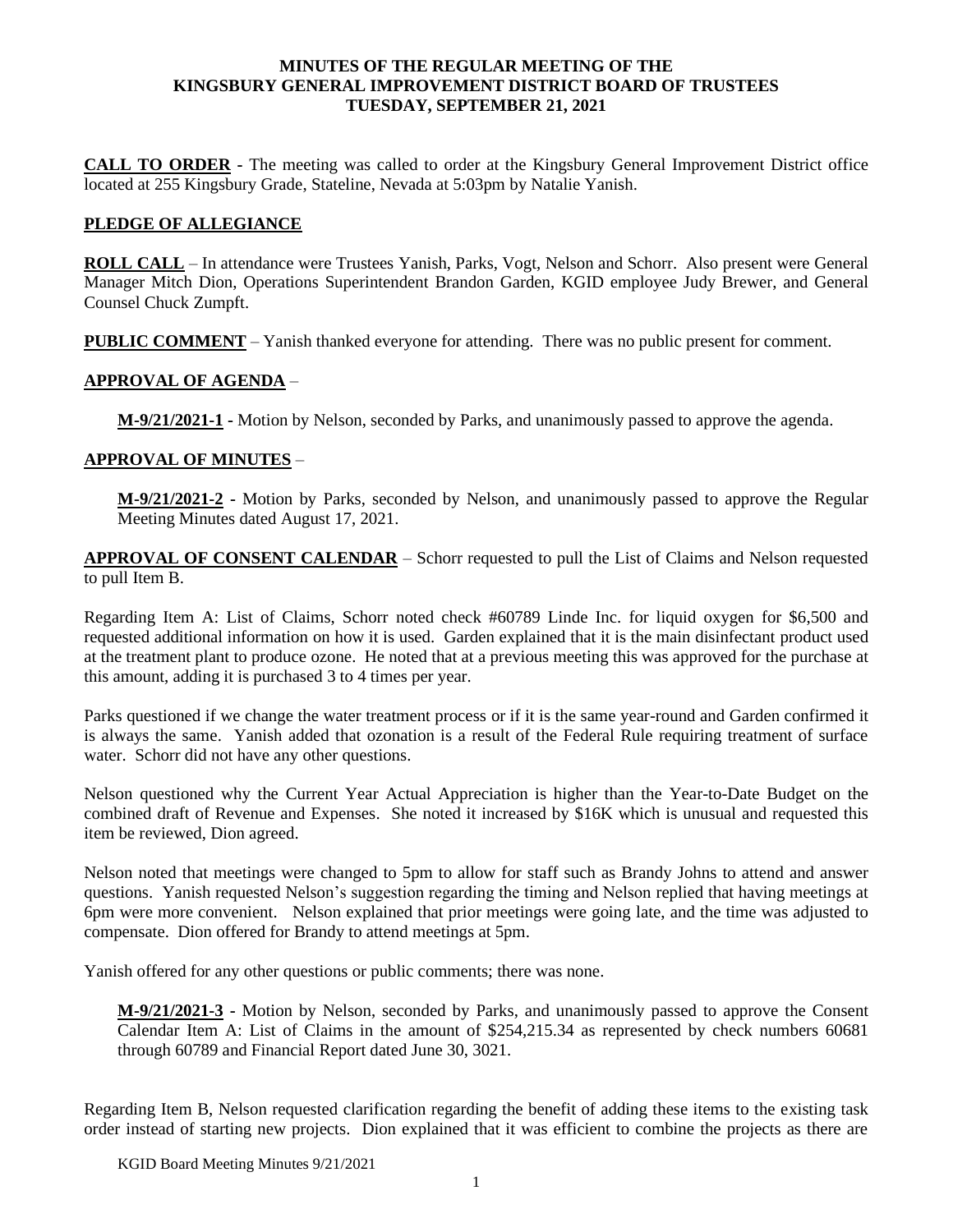**MINUTES OF THE REGULAR MEETING OF THE KINGSBURY GENERAL IMPROVEMENT DISTRICT BOARD OF TRUSTEES TUESDAY, SEPTEMBER 21, 2021**

**CALL TO ORDER** - The meeting was called to order at the Kingsbury General Improvement District office located at 255 Kingsbury Grade, Stateline, Nevada at 5:03pm by Natalie Yanish.

**PLEDGE OF ALLEGIANCE**

**ROLL CALL** – In attendance were Trustees Yanish, Parks, Vogt, Nelson and Schorr. Also present were General Manager Mitch Dion, Operations Superintendent Brandon Garden, KGID employee Judy Brewer, and General Counsel Chuck Zumpft.

**PUBLIC COMMENT** – Yanish thanked everyone for attending. There was no public present for comment.

**APPROVAL OF AGENDA** –

> **M-9/21/2021-1** - Motion by Nelson, seconded by Parks, and unanimously passed to approve the agenda.

**APPROVAL OF MINUTES** –

> **M-9/21/2021-2** - Motion by Parks, seconded by Nelson, and unanimously passed to approve the Regular Meeting Minutes dated August 17, 2021.

**APPROVAL OF CONSENT CALENDAR** – Schorr requested to pull the List of Claims and Nelson requested to pull Item B.

Regarding Item A: List of Claims, Schorr noted check #60789 Linde Inc. for liquid oxygen for $6,500 and requested additional information on how it is used. Garden explained that it is the main disinfectant product used at the treatment plant to produce ozone. He noted that at a previous meeting this was approved for the purchase at this amount, adding it is purchased 3 to 4 times per year.

Parks questioned if we change the water treatment process or if it is the same year-round and Garden confirmed it is always the same. Yanish added that ozonation is a result of the Federal Rule requiring treatment of surface water. Schorr did not have any other questions.

Nelson questioned why the Current Year Actual Appreciation is higher than the Year-to-Date Budget on the combined draft of Revenue and Expenses. She noted it increased by $16K which is unusual and requested this item be reviewed, Dion agreed.

Nelson noted that meetings were changed to 5pm to allow for staff such as Brandy Johns to attend and answer questions. Yanish requested Nelson's suggestion regarding the timing and Nelson replied that having meetings at 6pm were more convenient. Nelson explained that prior meetings were going late, and the time was adjusted to compensate. Dion offered for Brandy to attend meetings at 5pm.

Yanish offered for any other questions or public comments; there was none.

> **M-9/21/2021-3** - Motion by Nelson, seconded by Parks, and unanimously passed to approve the Consent Calendar Item A: List of Claims in the amount of $254,215.34 as represented by check numbers 60681 through 60789 and Financial Report dated June 30, 3021.

Regarding Item B, Nelson requested clarification regarding the benefit of adding these items to the existing task order instead of starting new projects. Dion explained that it was efficient to combine the projects as there are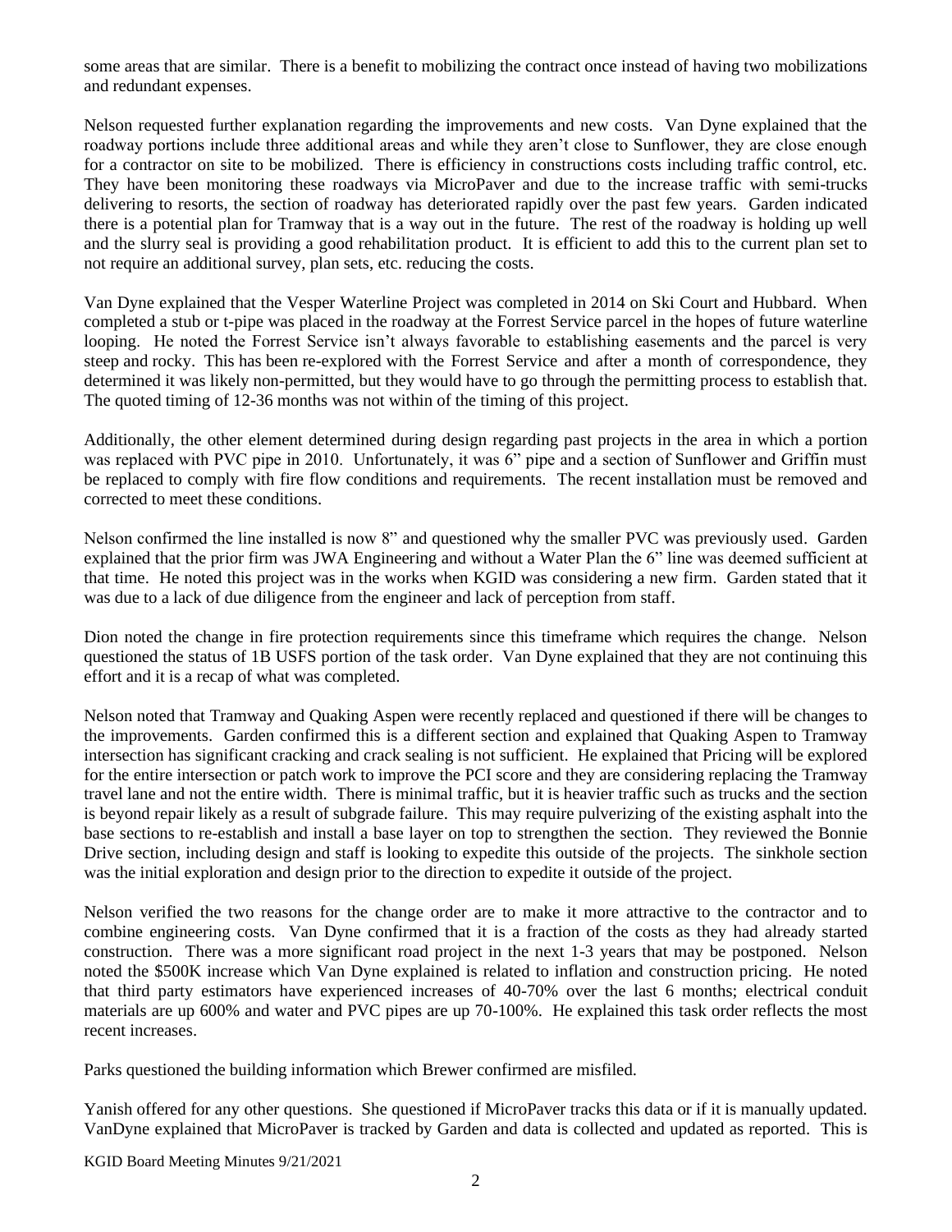some areas that are similar. There is a benefit to mobilizing the contract once instead of having two mobilizations and redundant expenses.

Nelson requested further explanation regarding the improvements and new costs. Van Dyne explained that the roadway portions include three additional areas and while they aren't close to Sunflower, they are close enough for a contractor on site to be mobilized. There is efficiency in constructions costs including traffic control, etc. They have been monitoring these roadways via MicroPaver and due to the increase traffic with semi-trucks delivering to resorts, the section of roadway has deteriorated rapidly over the past few years. Garden indicated there is a potential plan for Tramway that is a way out in the future. The rest of the roadway is holding up well and the slurry seal is providing a good rehabilitation product. It is efficient to add this to the current plan set to not require an additional survey, plan sets, etc. reducing the costs.

Van Dyne explained that the Vesper Waterline Project was completed in 2014 on Ski Court and Hubbard. When completed a stub or t-pipe was placed in the roadway at the Forrest Service parcel in the hopes of future waterline looping. He noted the Forrest Service isn't always favorable to establishing easements and the parcel is very steep and rocky. This has been re-explored with the Forrest Service and after a month of correspondence, they determined it was likely non-permitted, but they would have to go through the permitting process to establish that. The quoted timing of 12-36 months was not within of the timing of this project.

Additionally, the other element determined during design regarding past projects in the area in which a portion was replaced with PVC pipe in 2010. Unfortunately, it was 6" pipe and a section of Sunflower and Griffin must be replaced to comply with fire flow conditions and requirements. The recent installation must be removed and corrected to meet these conditions.

Nelson confirmed the line installed is now 8" and questioned why the smaller PVC was previously used. Garden explained that the prior firm was JWA Engineering and without a Water Plan the 6" line was deemed sufficient at that time. He noted this project was in the works when KGID was considering a new firm. Garden stated that it was due to a lack of due diligence from the engineer and lack of perception from staff.

Dion noted the change in fire protection requirements since this timeframe which requires the change. Nelson questioned the status of 1B USFS portion of the task order. Van Dyne explained that they are not continuing this effort and it is a recap of what was completed.

Nelson noted that Tramway and Quaking Aspen were recently replaced and questioned if there will be changes to the improvements. Garden confirmed this is a different section and explained that Quaking Aspen to Tramway intersection has significant cracking and crack sealing is not sufficient. He explained that Pricing will be explored for the entire intersection or patch work to improve the PCI score and they are considering replacing the Tramway travel lane and not the entire width. There is minimal traffic, but it is heavier traffic such as trucks and the section is beyond repair likely as a result of subgrade failure. This may require pulverizing of the existing asphalt into the base sections to re-establish and install a base layer on top to strengthen the section. They reviewed the Bonnie Drive section, including design and staff is looking to expedite this outside of the projects. The sinkhole section was the initial exploration and design prior to the direction to expedite it outside of the project.

Nelson verified the two reasons for the change order are to make it more attractive to the contractor and to combine engineering costs. Van Dyne confirmed that it is a fraction of the costs as they had already started construction. There was a more significant road project in the next 1-3 years that may be postponed. Nelson noted the $500K increase which Van Dyne explained is related to inflation and construction pricing. He noted that third party estimators have experienced increases of 40-70% over the last 6 months; electrical conduit materials are up 600% and water and PVC pipes are up 70-100%. He explained this task order reflects the most recent increases.

Parks questioned the building information which Brewer confirmed are misfiled.

Yanish offered for any other questions. She questioned if MicroPaver tracks this data or if it is manually updated. VanDyne explained that MicroPaver is tracked by Garden and data is collected and updated as reported. This is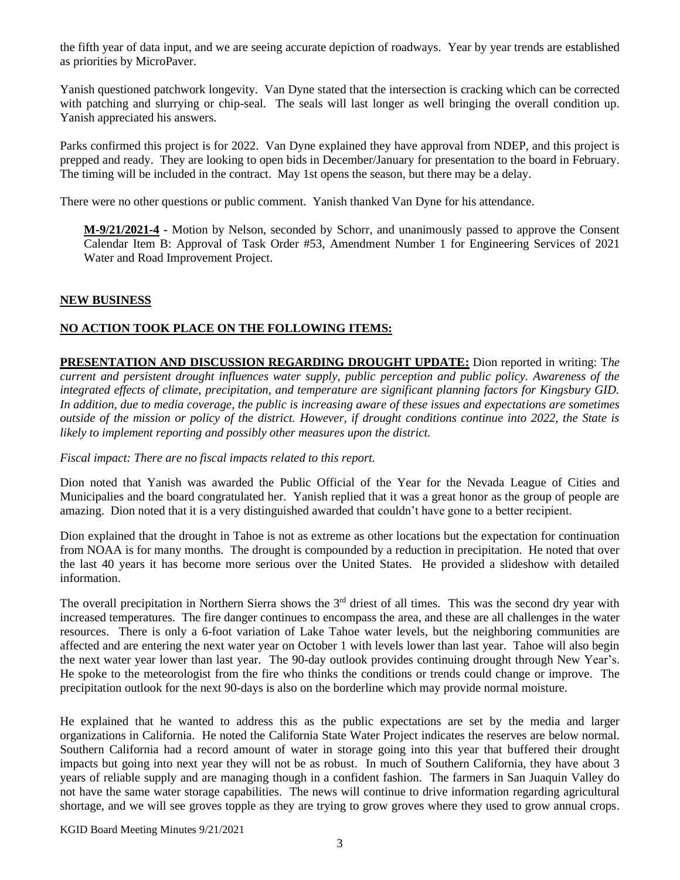the fifth year of data input, and we are seeing accurate depiction of roadways. Year by year trends are established as priorities by MicroPaver.

Yanish questioned patchwork longevity. Van Dyne stated that the intersection is cracking which can be corrected with patching and slurrying or chip-seal. The seals will last longer as well bringing the overall condition up. Yanish appreciated his answers.

Parks confirmed this project is for 2022. Van Dyne explained they have approval from NDEP, and this project is prepped and ready. They are looking to open bids in December/January for presentation to the board in February. The timing will be included in the contract. May 1st opens the season, but there may be a delay.

There were no other questions or public comment. Yanish thanked Van Dyne for his attendance.

> **M-9/21/2021-4** - Motion by Nelson, seconded by Schorr, and unanimously passed to approve the Consent Calendar Item B: Approval of Task Order #53, Amendment Number 1 for Engineering Services of 2021 Water and Road Improvement Project.

## NEW BUSINESS

### NO ACTION TOOK PLACE ON THE FOLLOWING ITEMS:

**PRESENTATION AND DISCUSSION REGARDING DROUGHT UPDATE:** Dion reported in writing: *The current and persistent drought influences water supply, public perception and public policy. Awareness of the integrated effects of climate, precipitation, and temperature are significant planning factors for Kingsbury GID. In addition, due to media coverage, the public is increasing aware of these issues and expectations are sometimes outside of the mission or policy of the district. However, if drought conditions continue into 2022, the State is likely to implement reporting and possibly other measures upon the district.*

*Fiscal impact: There are no fiscal impacts related to this report.*

Dion noted that Yanish was awarded the Public Official of the Year for the Nevada League of Cities and Municipalies and the board congratulated her. Yanish replied that it was a great honor as the group of people are amazing. Dion noted that it is a very distinguished awarded that couldn't have gone to a better recipient.

Dion explained that the drought in Tahoe is not as extreme as other locations but the expectation for continuation from NOAA is for many months. The drought is compounded by a reduction in precipitation. He noted that over the last 40 years it has become more serious over the United States. He provided a slideshow with detailed information.

The overall precipitation in Northern Sierra shows the 3rd driest of all times. This was the second dry year with increased temperatures. The fire danger continues to encompass the area, and these are all challenges in the water resources. There is only a 6-foot variation of Lake Tahoe water levels, but the neighboring communities are affected and are entering the next water year on October 1 with levels lower than last year. Tahoe will also begin the next water year lower than last year. The 90-day outlook provides continuing drought through New Year's. He spoke to the meteorologist from the fire who thinks the conditions or trends could change or improve. The precipitation outlook for the next 90-days is also on the borderline which may provide normal moisture.

He explained that he wanted to address this as the public expectations are set by the media and larger organizations in California. He noted the California State Water Project indicates the reserves are below normal. Southern California had a record amount of water in storage going into this year that buffered their drought impacts but going into next year they will not be as robust. In much of Southern California, they have about 3 years of reliable supply and are managing though in a confident fashion. The farmers in San Juaquin Valley do not have the same water storage capabilities. The news will continue to drive information regarding agricultural shortage, and we will see groves topple as they are trying to grow groves where they used to grow annual crops.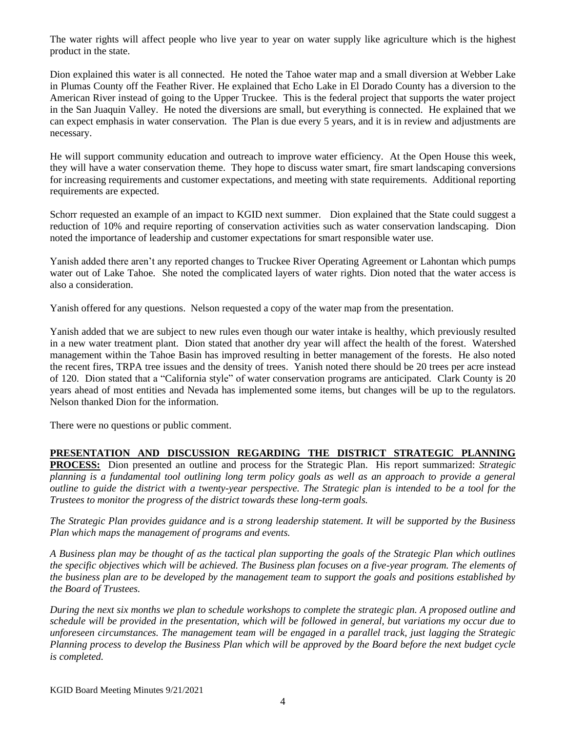The water rights will affect people who live year to year on water supply like agriculture which is the highest product in the state.

Dion explained this water is all connected. He noted the Tahoe water map and a small diversion at Webber Lake in Plumas County off the Feather River. He explained that Echo Lake in El Dorado County has a diversion to the American River instead of going to the Upper Truckee. This is the federal project that supports the water project in the San Juaquin Valley. He noted the diversions are small, but everything is connected. He explained that we can expect emphasis in water conservation. The Plan is due every 5 years, and it is in review and adjustments are necessary.

He will support community education and outreach to improve water efficiency. At the Open House this week, they will have a water conservation theme. They hope to discuss water smart, fire smart landscaping conversions for increasing requirements and customer expectations, and meeting with state requirements. Additional reporting requirements are expected.

Schorr requested an example of an impact to KGID next summer. Dion explained that the State could suggest a reduction of 10% and require reporting of conservation activities such as water conservation landscaping. Dion noted the importance of leadership and customer expectations for smart responsible water use.

Yanish added there aren't any reported changes to Truckee River Operating Agreement or Lahontan which pumps water out of Lake Tahoe. She noted the complicated layers of water rights. Dion noted that the water access is also a consideration.

Yanish offered for any questions. Nelson requested a copy of the water map from the presentation.

Yanish added that we are subject to new rules even though our water intake is healthy, which previously resulted in a new water treatment plant. Dion stated that another dry year will affect the health of the forest. Watershed management within the Tahoe Basin has improved resulting in better management of the forests. He also noted the recent fires, TRPA tree issues and the density of trees. Yanish noted there should be 20 trees per acre instead of 120. Dion stated that a "California style" of water conservation programs are anticipated. Clark County is 20 years ahead of most entities and Nevada has implemented some items, but changes will be up to the regulators. Nelson thanked Dion for the information.

There were no questions or public comment.

**PRESENTATION AND DISCUSSION REGARDING THE DISTRICT STRATEGIC PLANNING PROCESS:** Dion presented an outline and process for the Strategic Plan. His report summarized: *Strategic planning is a fundamental tool outlining long term policy goals as well as an approach to provide a general outline to guide the district with a twenty-year perspective. The Strategic plan is intended to be a tool for the Trustees to monitor the progress of the district towards these long-term goals.*

*The Strategic Plan provides guidance and is a strong leadership statement. It will be supported by the Business Plan which maps the management of programs and events.*

*A Business plan may be thought of as the tactical plan supporting the goals of the Strategic Plan which outlines the specific objectives which will be achieved. The Business plan focuses on a five-year program. The elements of the business plan are to be developed by the management team to support the goals and positions established by the Board of Trustees.*

*During the next six months we plan to schedule workshops to complete the strategic plan. A proposed outline and schedule will be provided in the presentation, which will be followed in general, but variations my occur due to unforeseen circumstances. The management team will be engaged in a parallel track, just lagging the Strategic Planning process to develop the Business Plan which will be approved by the Board before the next budget cycle is completed.*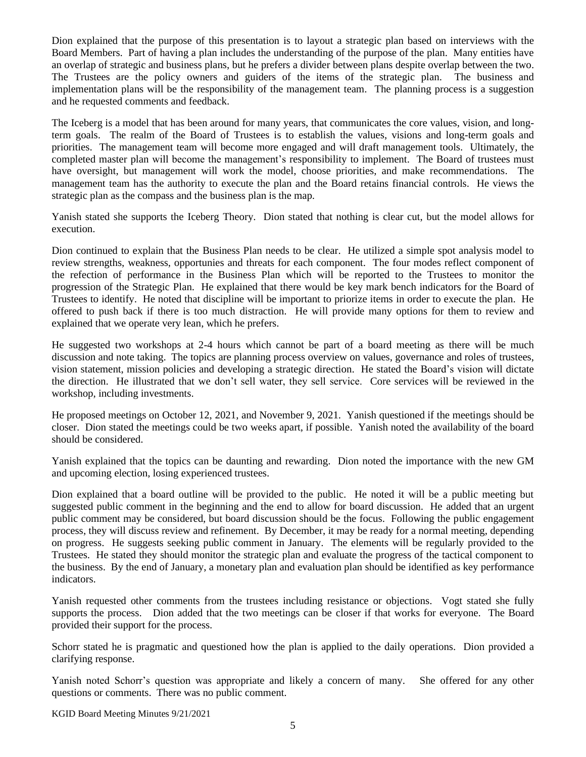Dion explained that the purpose of this presentation is to layout a strategic plan based on interviews with the Board Members. Part of having a plan includes the understanding of the purpose of the plan. Many entities have an overlap of strategic and business plans, but he prefers a divider between plans despite overlap between the two. The Trustees are the policy owners and guiders of the items of the strategic plan. The business and implementation plans will be the responsibility of the management team. The planning process is a suggestion and he requested comments and feedback.

The Iceberg is a model that has been around for many years, that communicates the core values, vision, and long-term goals. The realm of the Board of Trustees is to establish the values, visions and long-term goals and priorities. The management team will become more engaged and will draft management tools. Ultimately, the completed master plan will become the management's responsibility to implement. The Board of trustees must have oversight, but management will work the model, choose priorities, and make recommendations. The management team has the authority to execute the plan and the Board retains financial controls. He views the strategic plan as the compass and the business plan is the map.

Yanish stated she supports the Iceberg Theory. Dion stated that nothing is clear cut, but the model allows for execution.

Dion continued to explain that the Business Plan needs to be clear. He utilized a simple spot analysis model to review strengths, weakness, opportunies and threats for each component. The four modes reflect component of the refection of performance in the Business Plan which will be reported to the Trustees to monitor the progression of the Strategic Plan. He explained that there would be key mark bench indicators for the Board of Trustees to identify. He noted that discipline will be important to priorize items in order to execute the plan. He offered to push back if there is too much distraction. He will provide many options for them to review and explained that we operate very lean, which he prefers.

He suggested two workshops at 2-4 hours which cannot be part of a board meeting as there will be much discussion and note taking. The topics are planning process overview on values, governance and roles of trustees, vision statement, mission policies and developing a strategic direction. He stated the Board's vision will dictate the direction. He illustrated that we don't sell water, they sell service. Core services will be reviewed in the workshop, including investments.

He proposed meetings on October 12, 2021, and November 9, 2021. Yanish questioned if the meetings should be closer. Dion stated the meetings could be two weeks apart, if possible. Yanish noted the availability of the board should be considered.

Yanish explained that the topics can be daunting and rewarding. Dion noted the importance with the new GM and upcoming election, losing experienced trustees.

Dion explained that a board outline will be provided to the public. He noted it will be a public meeting but suggested public comment in the beginning and the end to allow for board discussion. He added that an urgent public comment may be considered, but board discussion should be the focus. Following the public engagement process, they will discuss review and refinement. By December, it may be ready for a normal meeting, depending on progress. He suggests seeking public comment in January. The elements will be regularly provided to the Trustees. He stated they should monitor the strategic plan and evaluate the progress of the tactical component to the business. By the end of January, a monetary plan and evaluation plan should be identified as key performance indicators.

Yanish requested other comments from the trustees including resistance or objections. Vogt stated she fully supports the process. Dion added that the two meetings can be closer if that works for everyone. The Board provided their support for the process.

Schorr stated he is pragmatic and questioned how the plan is applied to the daily operations. Dion provided a clarifying response.

Yanish noted Schorr's question was appropriate and likely a concern of many. She offered for any other questions or comments. There was no public comment.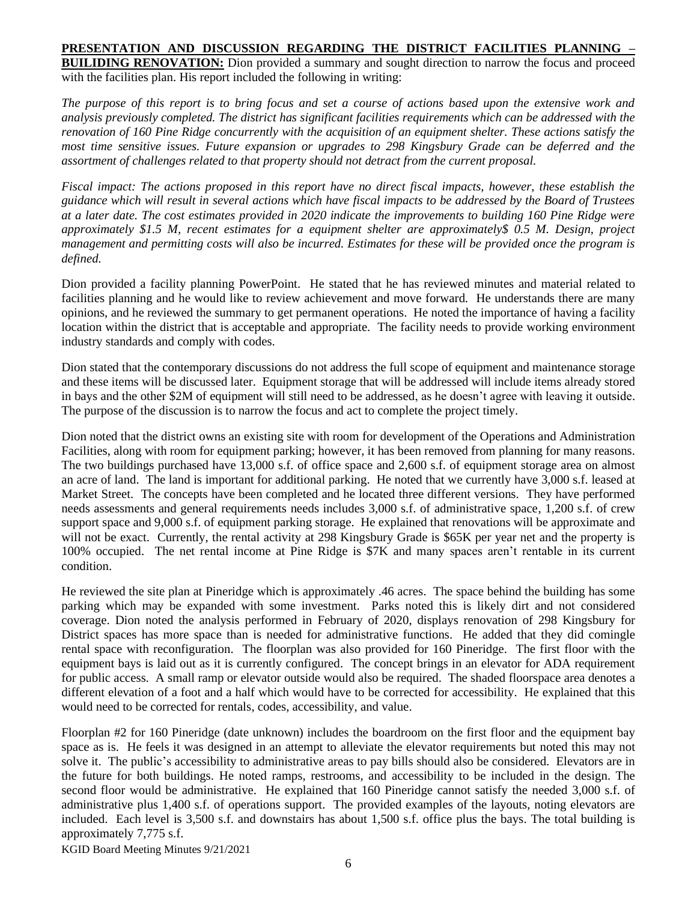**PRESENTATION AND DISCUSSION REGARDING THE DISTRICT FACILITIES PLANNING – BUILDING RENOVATION:** Dion provided a summary and sought direction to narrow the focus and proceed with the facilities plan. His report included the following in writing:

*The purpose of this report is to bring focus and set a course of actions based upon the extensive work and analysis previously completed. The district has significant facilities requirements which can be addressed with the renovation of 160 Pine Ridge concurrently with the acquisition of an equipment shelter. These actions satisfy the most time sensitive issues. Future expansion or upgrades to 298 Kingsbury Grade can be deferred and the assortment of challenges related to that property should not detract from the current proposal.*

*Fiscal impact: The actions proposed in this report have no direct fiscal impacts, however, these establish the guidance which will result in several actions which have fiscal impacts to be addressed by the Board of Trustees at a later date. The cost estimates provided in 2020 indicate the improvements to building 160 Pine Ridge were approximately $1.5 M, recent estimates for a equipment shelter are approximately$ 0.5 M. Design, project management and permitting costs will also be incurred. Estimates for these will be provided once the program is defined.*

Dion provided a facility planning PowerPoint. He stated that he has reviewed minutes and material related to facilities planning and he would like to review achievement and move forward. He understands there are many opinions, and he reviewed the summary to get permanent operations. He noted the importance of having a facility location within the district that is acceptable and appropriate. The facility needs to provide working environment industry standards and comply with codes.

Dion stated that the contemporary discussions do not address the full scope of equipment and maintenance storage and these items will be discussed later. Equipment storage that will be addressed will include items already stored in bays and the other $2M of equipment will still need to be addressed, as he doesn't agree with leaving it outside. The purpose of the discussion is to narrow the focus and act to complete the project timely.

Dion noted that the district owns an existing site with room for development of the Operations and Administration Facilities, along with room for equipment parking; however, it has been removed from planning for many reasons. The two buildings purchased have 13,000 s.f. of office space and 2,600 s.f. of equipment storage area on almost an acre of land. The land is important for additional parking. He noted that we currently have 3,000 s.f. leased at Market Street. The concepts have been completed and he located three different versions. They have performed needs assessments and general requirements needs includes 3,000 s.f. of administrative space, 1,200 s.f. of crew support space and 9,000 s.f. of equipment parking storage. He explained that renovations will be approximate and will not be exact. Currently, the rental activity at 298 Kingsbury Grade is $65K per year net and the property is 100% occupied. The net rental income at Pine Ridge is $7K and many spaces aren't rentable in its current condition.

He reviewed the site plan at Pineridge which is approximately .46 acres. The space behind the building has some parking which may be expanded with some investment. Parks noted this is likely dirt and not considered coverage. Dion noted the analysis performed in February of 2020, displays renovation of 298 Kingsbury for District spaces has more space than is needed for administrative functions. He added that they did comingle rental space with reconfiguration. The floorplan was also provided for 160 Pineridge. The first floor with the equipment bays is laid out as it is currently configured. The concept brings in an elevator for ADA requirement for public access. A small ramp or elevator outside would also be required. The shaded floorspace area denotes a different elevation of a foot and a half which would have to be corrected for accessibility. He explained that this would need to be corrected for rentals, codes, accessibility, and value.

Floorplan #2 for 160 Pineridge (date unknown) includes the boardroom on the first floor and the equipment bay space as is. He feels it was designed in an attempt to alleviate the elevator requirements but noted this may not solve it. The public's accessibility to administrative areas to pay bills should also be considered. Elevators are in the future for both buildings. He noted ramps, restrooms, and accessibility to be included in the design. The second floor would be administrative. He explained that 160 Pineridge cannot satisfy the needed 3,000 s.f. of administrative plus 1,400 s.f. of operations support. The provided examples of the layouts, noting elevators are included. Each level is 3,500 s.f. and downstairs has about 1,500 s.f. office plus the bays. The total building is approximately 7,775 s.f.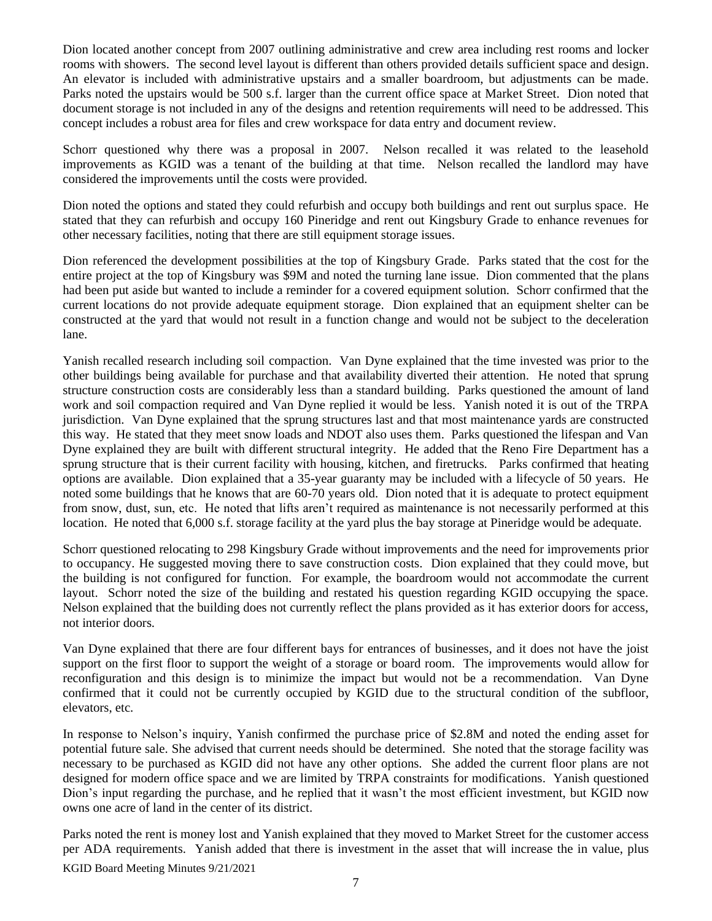Dion located another concept from 2007 outlining administrative and crew area including rest rooms and locker rooms with showers. The second level layout is different than others provided details sufficient space and design. An elevator is included with administrative upstairs and a smaller boardroom, but adjustments can be made. Parks noted the upstairs would be 500 s.f. larger than the current office space at Market Street. Dion noted that document storage is not included in any of the designs and retention requirements will need to be addressed. This concept includes a robust area for files and crew workspace for data entry and document review.

Schorr questioned why there was a proposal in 2007. Nelson recalled it was related to the leasehold improvements as KGID was a tenant of the building at that time. Nelson recalled the landlord may have considered the improvements until the costs were provided.

Dion noted the options and stated they could refurbish and occupy both buildings and rent out surplus space. He stated that they can refurbish and occupy 160 Pineridge and rent out Kingsbury Grade to enhance revenues for other necessary facilities, noting that there are still equipment storage issues.

Dion referenced the development possibilities at the top of Kingsbury Grade. Parks stated that the cost for the entire project at the top of Kingsbury was $9M and noted the turning lane issue. Dion commented that the plans had been put aside but wanted to include a reminder for a covered equipment solution. Schorr confirmed that the current locations do not provide adequate equipment storage. Dion explained that an equipment shelter can be constructed at the yard that would not result in a function change and would not be subject to the deceleration lane.

Yanish recalled research including soil compaction. Van Dyne explained that the time invested was prior to the other buildings being available for purchase and that availability diverted their attention. He noted that sprung structure construction costs are considerably less than a standard building. Parks questioned the amount of land work and soil compaction required and Van Dyne replied it would be less. Yanish noted it is out of the TRPA jurisdiction. Van Dyne explained that the sprung structures last and that most maintenance yards are constructed this way. He stated that they meet snow loads and NDOT also uses them. Parks questioned the lifespan and Van Dyne explained they are built with different structural integrity. He added that the Reno Fire Department has a sprung structure that is their current facility with housing, kitchen, and firetrucks. Parks confirmed that heating options are available. Dion explained that a 35-year guaranty may be included with a lifecycle of 50 years. He noted some buildings that he knows that are 60-70 years old. Dion noted that it is adequate to protect equipment from snow, dust, sun, etc. He noted that lifts aren't required as maintenance is not necessarily performed at this location. He noted that 6,000 s.f. storage facility at the yard plus the bay storage at Pineridge would be adequate.

Schorr questioned relocating to 298 Kingsbury Grade without improvements and the need for improvements prior to occupancy. He suggested moving there to save construction costs. Dion explained that they could move, but the building is not configured for function. For example, the boardroom would not accommodate the current layout. Schorr noted the size of the building and restated his question regarding KGID occupying the space. Nelson explained that the building does not currently reflect the plans provided as it has exterior doors for access, not interior doors.

Van Dyne explained that there are four different bays for entrances of businesses, and it does not have the joist support on the first floor to support the weight of a storage or board room. The improvements would allow for reconfiguration and this design is to minimize the impact but would not be a recommendation. Van Dyne confirmed that it could not be currently occupied by KGID due to the structural condition of the subfloor, elevators, etc.

In response to Nelson's inquiry, Yanish confirmed the purchase price of $2.8M and noted the ending asset for potential future sale. She advised that current needs should be determined. She noted that the storage facility was necessary to be purchased as KGID did not have any other options. She added the current floor plans are not designed for modern office space and we are limited by TRPA constraints for modifications. Yanish questioned Dion's input regarding the purchase, and he replied that it wasn't the most efficient investment, but KGID now owns one acre of land in the center of its district.

Parks noted the rent is money lost and Yanish explained that they moved to Market Street for the customer access per ADA requirements. Yanish added that there is investment in the asset that will increase the in value, plus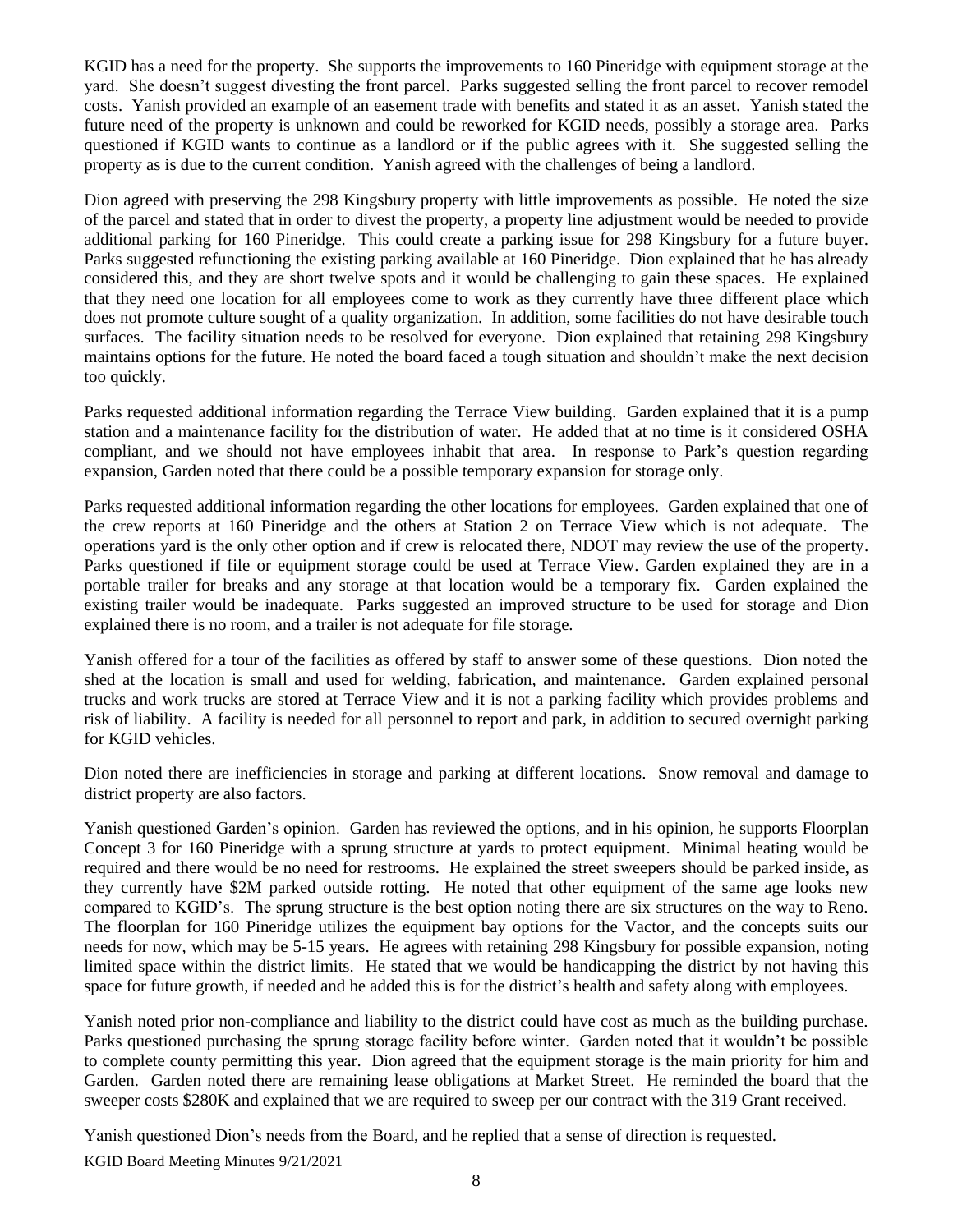KGID has a need for the property. She supports the improvements to 160 Pineridge with equipment storage at the yard. She doesn't suggest divesting the front parcel. Parks suggested selling the front parcel to recover remodel costs. Yanish provided an example of an easement trade with benefits and stated it as an asset. Yanish stated the future need of the property is unknown and could be reworked for KGID needs, possibly a storage area. Parks questioned if KGID wants to continue as a landlord or if the public agrees with it. She suggested selling the property as is due to the current condition. Yanish agreed with the challenges of being a landlord.

Dion agreed with preserving the 298 Kingsbury property with little improvements as possible. He noted the size of the parcel and stated that in order to divest the property, a property line adjustment would be needed to provide additional parking for 160 Pineridge. This could create a parking issue for 298 Kingsbury for a future buyer. Parks suggested refunctioning the existing parking available at 160 Pineridge. Dion explained that he has already considered this, and they are short twelve spots and it would be challenging to gain these spaces. He explained that they need one location for all employees come to work as they currently have three different place which does not promote culture sought of a quality organization. In addition, some facilities do not have desirable touch surfaces. The facility situation needs to be resolved for everyone. Dion explained that retaining 298 Kingsbury maintains options for the future. He noted the board faced a tough situation and shouldn't make the next decision too quickly.

Parks requested additional information regarding the Terrace View building. Garden explained that it is a pump station and a maintenance facility for the distribution of water. He added that at no time is it considered OSHA compliant, and we should not have employees inhabit that area. In response to Park's question regarding expansion, Garden noted that there could be a possible temporary expansion for storage only.

Parks requested additional information regarding the other locations for employees. Garden explained that one of the crew reports at 160 Pineridge and the others at Station 2 on Terrace View which is not adequate. The operations yard is the only other option and if crew is relocated there, NDOT may review the use of the property. Parks questioned if file or equipment storage could be used at Terrace View. Garden explained they are in a portable trailer for breaks and any storage at that location would be a temporary fix. Garden explained the existing trailer would be inadequate. Parks suggested an improved structure to be used for storage and Dion explained there is no room, and a trailer is not adequate for file storage.

Yanish offered for a tour of the facilities as offered by staff to answer some of these questions. Dion noted the shed at the location is small and used for welding, fabrication, and maintenance. Garden explained personal trucks and work trucks are stored at Terrace View and it is not a parking facility which provides problems and risk of liability. A facility is needed for all personnel to report and park, in addition to secured overnight parking for KGID vehicles.

Dion noted there are inefficiencies in storage and parking at different locations. Snow removal and damage to district property are also factors.

Yanish questioned Garden's opinion. Garden has reviewed the options, and in his opinion, he supports Floorplan Concept 3 for 160 Pineridge with a sprung structure at yards to protect equipment. Minimal heating would be required and there would be no need for restrooms. He explained the street sweepers should be parked inside, as they currently have $2M parked outside rotting. He noted that other equipment of the same age looks new compared to KGID's. The sprung structure is the best option noting there are six structures on the way to Reno. The floorplan for 160 Pineridge utilizes the equipment bay options for the Vactor, and the concepts suits our needs for now, which may be 5-15 years. He agrees with retaining 298 Kingsbury for possible expansion, noting limited space within the district limits. He stated that we would be handicapping the district by not having this space for future growth, if needed and he added this is for the district's health and safety along with employees.

Yanish noted prior non-compliance and liability to the district could have cost as much as the building purchase. Parks questioned purchasing the sprung storage facility before winter. Garden noted that it wouldn't be possible to complete county permitting this year. Dion agreed that the equipment storage is the main priority for him and Garden. Garden noted there are remaining lease obligations at Market Street. He reminded the board that the sweeper costs $280K and explained that we are required to sweep per our contract with the 319 Grant received.

Yanish questioned Dion's needs from the Board, and he replied that a sense of direction is requested.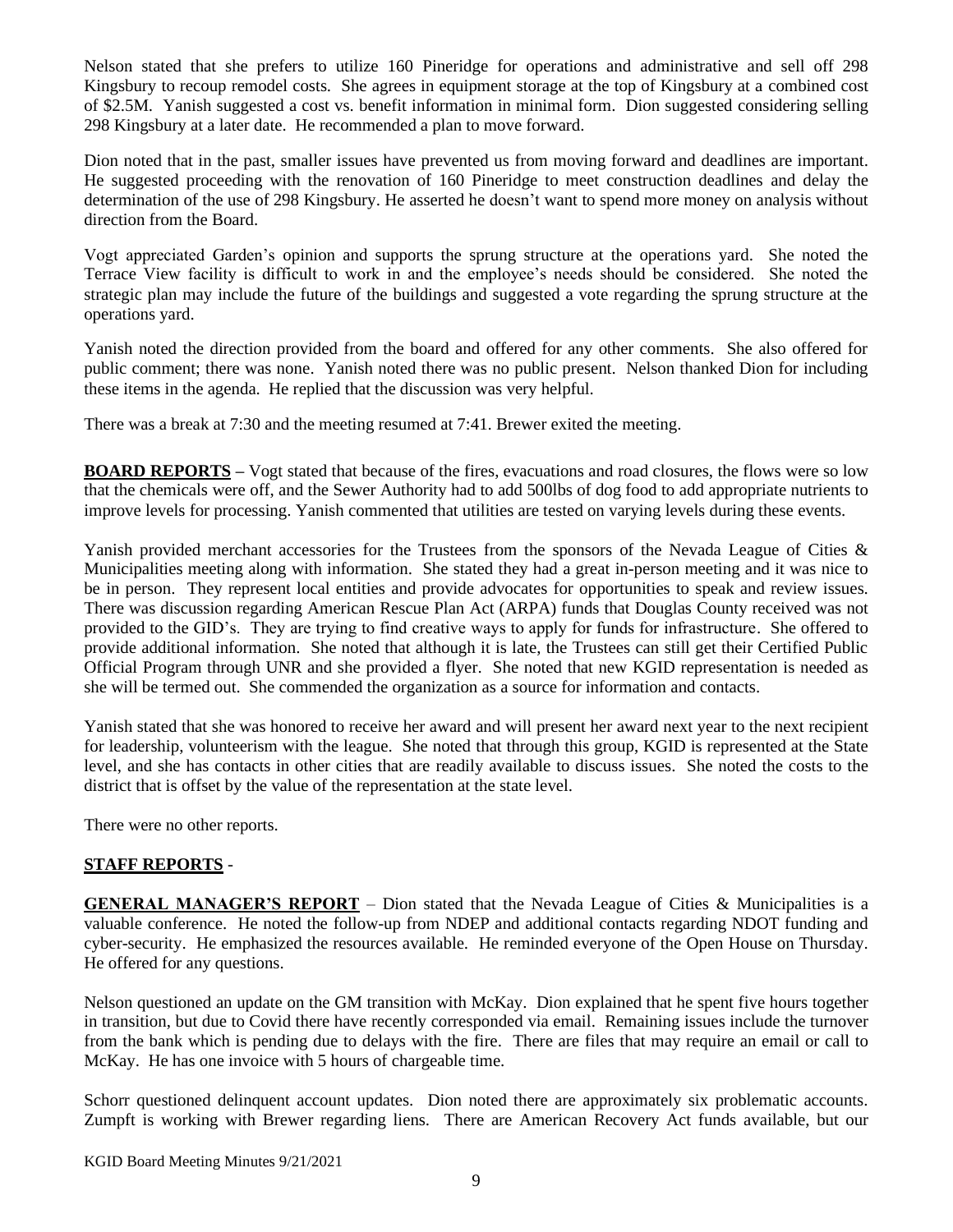Nelson stated that she prefers to utilize 160 Pineridge for operations and administrative and sell off 298 Kingsbury to recoup remodel costs. She agrees in equipment storage at the top of Kingsbury at a combined cost of $2.5M. Yanish suggested a cost vs. benefit information in minimal form. Dion suggested considering selling 298 Kingsbury at a later date. He recommended a plan to move forward.

Dion noted that in the past, smaller issues have prevented us from moving forward and deadlines are important. He suggested proceeding with the renovation of 160 Pineridge to meet construction deadlines and delay the determination of the use of 298 Kingsbury. He asserted he doesn't want to spend more money on analysis without direction from the Board.

Vogt appreciated Garden's opinion and supports the sprung structure at the operations yard. She noted the Terrace View facility is difficult to work in and the employee's needs should be considered. She noted the strategic plan may include the future of the buildings and suggested a vote regarding the sprung structure at the operations yard.

Yanish noted the direction provided from the board and offered for any other comments. She also offered for public comment; there was none. Yanish noted there was no public present. Nelson thanked Dion for including these items in the agenda. He replied that the discussion was very helpful.

There was a break at 7:30 and the meeting resumed at 7:41. Brewer exited the meeting.

**BOARD REPORTS** – Vogt stated that because of the fires, evacuations and road closures, the flows were so low that the chemicals were off, and the Sewer Authority had to add 500lbs of dog food to add appropriate nutrients to improve levels for processing. Yanish commented that utilities are tested on varying levels during these events.

Yanish provided merchant accessories for the Trustees from the sponsors of the Nevada League of Cities & Municipalities meeting along with information. She stated they had a great in-person meeting and it was nice to be in person. They represent local entities and provide advocates for opportunities to speak and review issues. There was discussion regarding American Rescue Plan Act (ARPA) funds that Douglas County received was not provided to the GID's. They are trying to find creative ways to apply for funds for infrastructure. She offered to provide additional information. She noted that although it is late, the Trustees can still get their Certified Public Official Program through UNR and she provided a flyer. She noted that new KGID representation is needed as she will be termed out. She commended the organization as a source for information and contacts.

Yanish stated that she was honored to receive her award and will present her award next year to the next recipient for leadership, volunteerism with the league. She noted that through this group, KGID is represented at the State level, and she has contacts in other cities that are readily available to discuss issues. She noted the costs to the district that is offset by the value of the representation at the state level.

There were no other reports.

**STAFF REPORTS** -

**GENERAL MANAGER'S REPORT** – Dion stated that the Nevada League of Cities & Municipalities is a valuable conference. He noted the follow-up from NDEP and additional contacts regarding NDOT funding and cyber-security. He emphasized the resources available. He reminded everyone of the Open House on Thursday. He offered for any questions.

Nelson questioned an update on the GM transition with McKay. Dion explained that he spent five hours together in transition, but due to Covid there have recently corresponded via email. Remaining issues include the turnover from the bank which is pending due to delays with the fire. There are files that may require an email or call to McKay. He has one invoice with 5 hours of chargeable time.

Schorr questioned delinquent account updates. Dion noted there are approximately six problematic accounts. Zumpft is working with Brewer regarding liens. There are American Recovery Act funds available, but our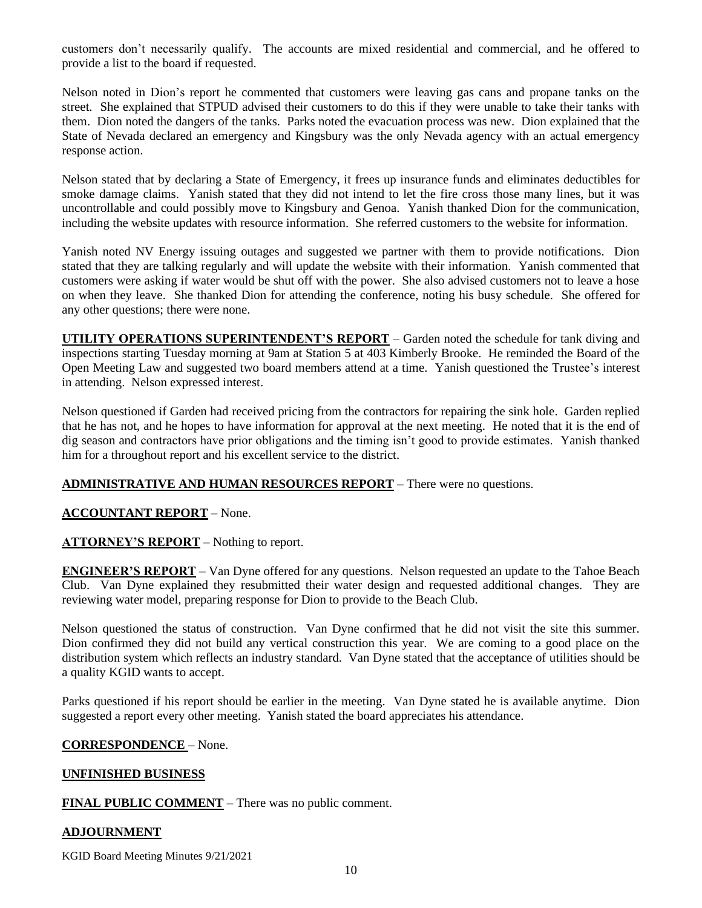customers don't necessarily qualify. The accounts are mixed residential and commercial, and he offered to provide a list to the board if requested.

Nelson noted in Dion's report he commented that customers were leaving gas cans and propane tanks on the street. She explained that STPUD advised their customers to do this if they were unable to take their tanks with them. Dion noted the dangers of the tanks. Parks noted the evacuation process was new. Dion explained that the State of Nevada declared an emergency and Kingsbury was the only Nevada agency with an actual emergency response action.

Nelson stated that by declaring a State of Emergency, it frees up insurance funds and eliminates deductibles for smoke damage claims. Yanish stated that they did not intend to let the fire cross those many lines, but it was uncontrollable and could possibly move to Kingsbury and Genoa. Yanish thanked Dion for the communication, including the website updates with resource information. She referred customers to the website for information.

Yanish noted NV Energy issuing outages and suggested we partner with them to provide notifications. Dion stated that they are talking regularly and will update the website with their information. Yanish commented that customers were asking if water would be shut off with the power. She also advised customers not to leave a hose on when they leave. She thanked Dion for attending the conference, noting his busy schedule. She offered for any other questions; there were none.

**UTILITY OPERATIONS SUPERINTENDENT'S REPORT** – Garden noted the schedule for tank diving and inspections starting Tuesday morning at 9am at Station 5 at 403 Kimberly Brooke. He reminded the Board of the Open Meeting Law and suggested two board members attend at a time. Yanish questioned the Trustee's interest in attending. Nelson expressed interest.

Nelson questioned if Garden had received pricing from the contractors for repairing the sink hole. Garden replied that he has not, and he hopes to have information for approval at the next meeting. He noted that it is the end of dig season and contractors have prior obligations and the timing isn't good to provide estimates. Yanish thanked him for a throughout report and his excellent service to the district.

**ADMINISTRATIVE AND HUMAN RESOURCES REPORT** – There were no questions.

**ACCOUNTANT REPORT** – None.

**ATTORNEY'S REPORT** – Nothing to report.

**ENGINEER'S REPORT** – Van Dyne offered for any questions. Nelson requested an update to the Tahoe Beach Club. Van Dyne explained they resubmitted their water design and requested additional changes. They are reviewing water model, preparing response for Dion to provide to the Beach Club.

Nelson questioned the status of construction. Van Dyne confirmed that he did not visit the site this summer. Dion confirmed they did not build any vertical construction this year. We are coming to a good place on the distribution system which reflects an industry standard. Van Dyne stated that the acceptance of utilities should be a quality KGID wants to accept.

Parks questioned if his report should be earlier in the meeting. Van Dyne stated he is available anytime. Dion suggested a report every other meeting. Yanish stated the board appreciates his attendance.

**CORRESPONDENCE** – None.

**UNFINISHED BUSINESS**

**FINAL PUBLIC COMMENT** – There was no public comment.

**ADJOURNMENT**

KGID Board Meeting Minutes 9/21/2021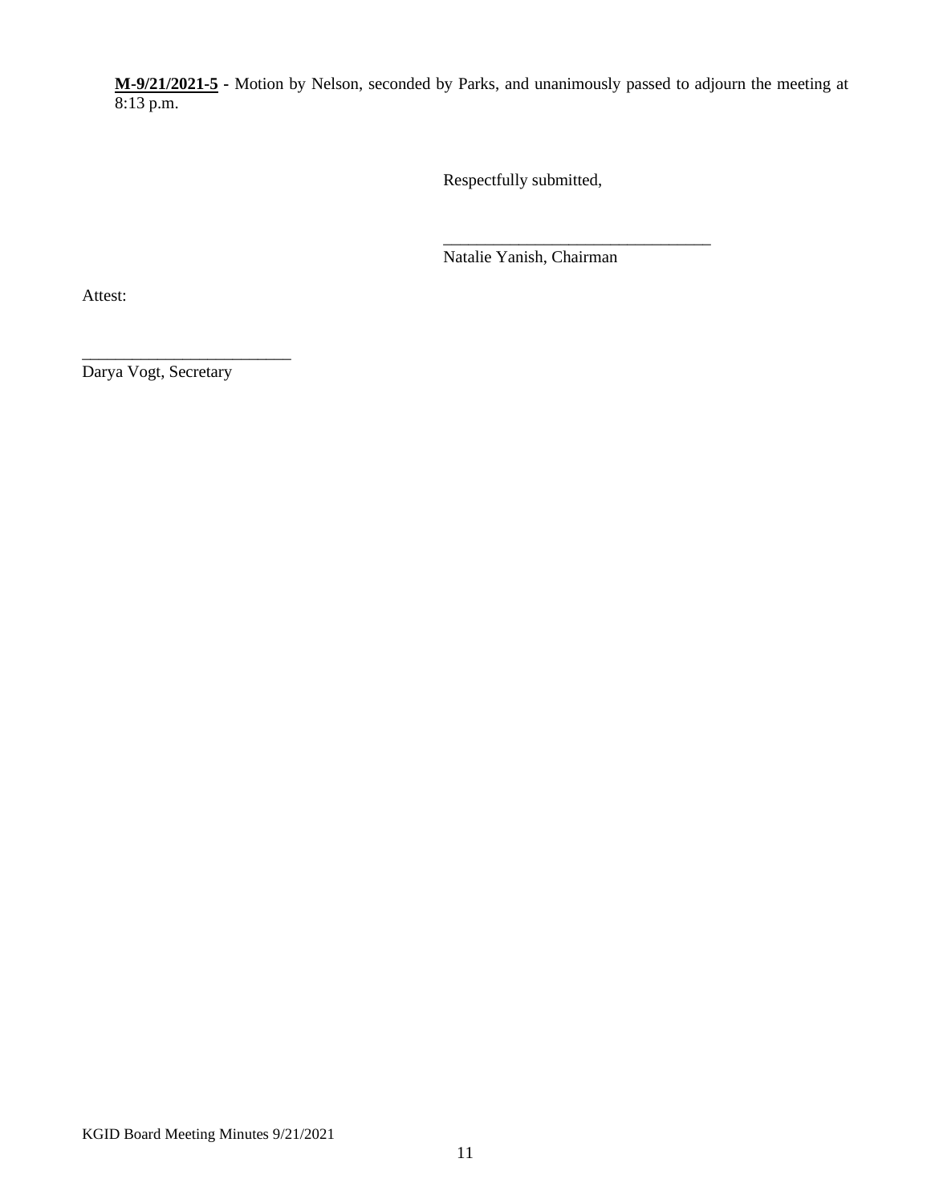**M-9/21/2021-5** - Motion by Nelson, seconded by Parks, and unanimously passed to adjourn the meeting at 8:13 p.m.

Respectfully submitted,

\_\_\_\_\_\_\_\_\_\_\_\_\_\_\_\_\_\_\_\_\_\_\_\_\_\_\_\_\_\_\_\_

Natalie Yanish, Chairman

Attest:

\_\_\_\_\_\_\_\_\_\_\_\_\_\_\_\_\_\_\_\_\_\_\_\_\_

Darya Vogt, Secretary